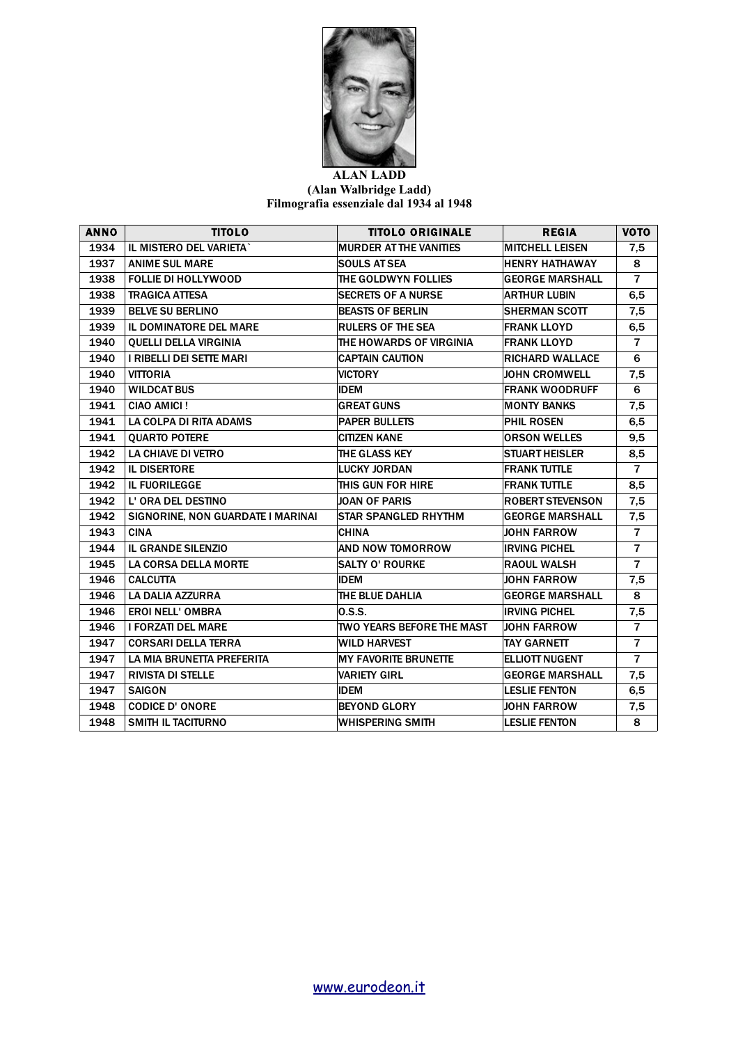**ALAN LADD**
**(Alan Walbridge Ladd)**
**Filmografia essenziale dal 1934 al 1948**

| ANNO | TITOLO | TITOLO ORIGINALE | REGIA | VOTO |
|---|---|---|---|---|
| 1934 | IL MISTERO DEL VARIETA` | MURDER AT THE VANITIES | MITCHELL LEISEN | 7,5 |
| 1937 | ANIME SUL MARE | SOULS AT SEA | HENRY HATHAWAY | 8 |
| 1938 | FOLLIE DI HOLLYWOOD | THE GOLDWYN FOLLIES | GEORGE MARSHALL | 7 |
| 1938 | TRAGICA ATTESA | SECRETS OF A NURSE | ARTHUR LUBIN | 6,5 |
| 1939 | BELVE SU BERLINO | BEASTS OF BERLIN | SHERMAN SCOTT | 7,5 |
| 1939 | IL DOMINATORE DEL MARE | RULERS OF THE SEA | FRANK LLOYD | 6,5 |
| 1940 | QUELLI DELLA VIRGINIA | THE HOWARDS OF VIRGINIA | FRANK LLOYD | 7 |
| 1940 | I RIBELLI DEI SETTE MARI | CAPTAIN CAUTION | RICHARD WALLACE | 6 |
| 1940 | VITTORIA | VICTORY | JOHN CROMWELL | 7,5 |
| 1940 | WILDCAT BUS | IDEM | FRANK WOODRUFF | 6 |
| 1941 | CIAO AMICI ! | GREAT GUNS | MONTY BANKS | 7,5 |
| 1941 | LA COLPA DI RITA ADAMS | PAPER BULLETS | PHIL ROSEN | 6,5 |
| 1941 | QUARTO POTERE | CITIZEN KANE | ORSON WELLES | 9,5 |
| 1942 | LA CHIAVE DI VETRO | THE GLASS KEY | STUART HEISLER | 8,5 |
| 1942 | IL DISERTORE | LUCKY JORDAN | FRANK TUTTLE | 7 |
| 1942 | IL FUORILEGGE | THIS GUN FOR HIRE | FRANK TUTTLE | 8,5 |
| 1942 | L' ORA DEL DESTINO | JOAN OF PARIS | ROBERT STEVENSON | 7,5 |
| 1942 | SIGNORINE, NON GUARDATE I MARINAI | STAR SPANGLED RHYTHM | GEORGE MARSHALL | 7,5 |
| 1943 | CINA | CHINA | JOHN FARROW | 7 |
| 1944 | IL GRANDE SILENZIO | AND NOW TOMORROW | IRVING PICHEL | 7 |
| 1945 | LA CORSA DELLA MORTE | SALTY O' ROURKE | RAOUL WALSH | 7 |
| 1946 | CALCUTTA | IDEM | JOHN FARROW | 7,5 |
| 1946 | LA DALIA AZZURRA | THE BLUE DAHLIA | GEORGE MARSHALL | 8 |
| 1946 | EROI NELL' OMBRA | O.S.S. | IRVING PICHEL | 7,5 |
| 1946 | I FORZATI DEL MARE | TWO YEARS BEFORE THE MAST | JOHN FARROW | 7 |
| 1947 | CORSARI DELLA TERRA | WILD HARVEST | TAY GARNETT | 7 |
| 1947 | LA MIA BRUNETTA PREFERITA | MY FAVORITE BRUNETTE | ELLIOTT NUGENT | 7 |
| 1947 | RIVISTA DI STELLE | VARIETY GIRL | GEORGE MARSHALL | 7,5 |
| 1947 | SAIGON | IDEM | LESLIE FENTON | 6,5 |
| 1948 | CODICE D' ONORE | BEYOND GLORY | JOHN FARROW | 7,5 |
| 1948 | SMITH IL TACITURNO | WHISPERING SMITH | LESLIE FENTON | 8 |

www.eurodeon.it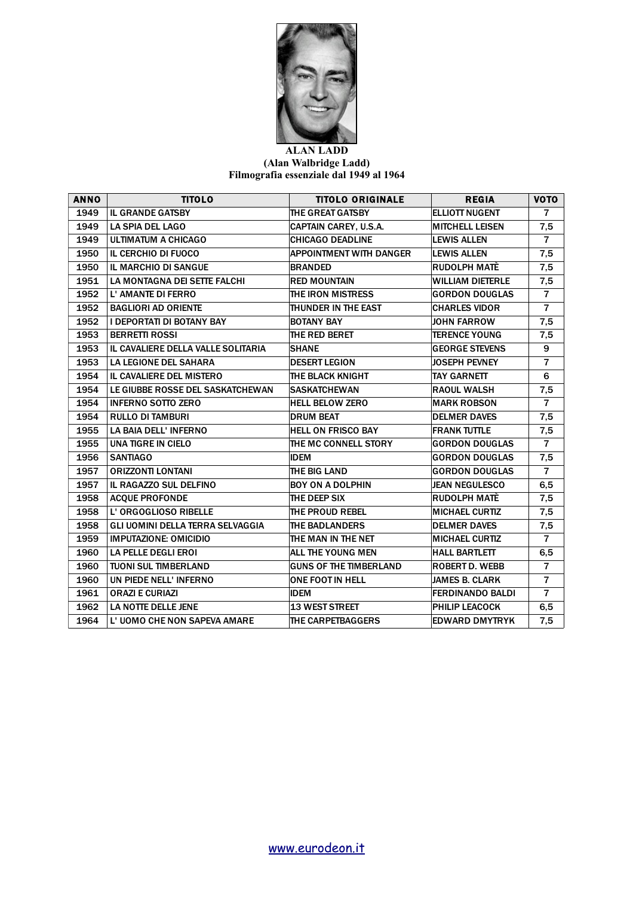**ALAN LADD**
**(Alan Walbridge Ladd)**
**Filmografia essenziale dal 1949 al 1964**

| ANNO | TITOLO | TITOLO ORIGINALE | REGIA | VOTO |
|---|---|---|---|---|
| 1949 | IL GRANDE GATSBY | THE GREAT GATSBY | ELLIOTT NUGENT | 7 |
| 1949 | LA SPIA DEL LAGO | CAPTAIN CAREY, U.S.A. | MITCHELL LEISEN | 7,5 |
| 1949 | ULTIMATUM A CHICAGO | CHICAGO DEADLINE | LEWIS ALLEN | 7 |
| 1950 | IL CERCHIO DI FUOCO | APPOINTMENT WITH DANGER | LEWIS ALLEN | 7,5 |
| 1950 | IL MARCHIO DI SANGUE | BRANDED | RUDOLPH MATÈ | 7,5 |
| 1951 | LA MONTAGNA DEI SETTE FALCHI | RED MOUNTAIN | WILLIAM DIETERLE | 7,5 |
| 1952 | L' AMANTE DI FERRO | THE IRON MISTRESS | GORDON DOUGLAS | 7 |
| 1952 | BAGLIORI AD ORIENTE | THUNDER IN THE EAST | CHARLES VIDOR | 7 |
| 1952 | I DEPORTATI DI BOTANY BAY | BOTANY BAY | JOHN FARROW | 7,5 |
| 1953 | BERRETTI ROSSI | THE RED BERET | TERENCE YOUNG | 7,5 |
| 1953 | IL CAVALIERE DELLA VALLE SOLITARIA | SHANE | GEORGE STEVENS | 9 |
| 1953 | LA LEGIONE DEL SAHARA | DESERT LEGION | JOSEPH PEVNEY | 7 |
| 1954 | IL CAVALIERE DEL MISTERO | THE BLACK KNIGHT | TAY GARNETT | 6 |
| 1954 | LE GIUBBE ROSSE DEL SASKATCHEWAN | SASKATCHEWAN | RAOUL WALSH | 7,5 |
| 1954 | INFERNO SOTTO ZERO | HELL BELOW ZERO | MARK ROBSON | 7 |
| 1954 | RULLO DI TAMBURI | DRUM BEAT | DELMER DAVES | 7,5 |
| 1955 | LA BAIA DELL' INFERNO | HELL ON FRISCO BAY | FRANK TUTTLE | 7,5 |
| 1955 | UNA TIGRE IN CIELO | THE MC CONNELL STORY | GORDON DOUGLAS | 7 |
| 1956 | SANTIAGO | IDEM | GORDON DOUGLAS | 7,5 |
| 1957 | ORIZZONTI LONTANI | THE BIG LAND | GORDON DOUGLAS | 7 |
| 1957 | IL RAGAZZO SUL DELFINO | BOY ON A DOLPHIN | JEAN NEGULESCO | 6,5 |
| 1958 | ACQUE PROFONDE | THE DEEP SIX | RUDOLPH MATÈ | 7,5 |
| 1958 | L' ORGOGLIOSO RIBELLE | THE PROUD REBEL | MICHAEL CURTIZ | 7,5 |
| 1958 | GLI UOMINI DELLA TERRA SELVAGGIA | THE BADLANDERS | DELMER DAVES | 7,5 |
| 1959 | IMPUTAZIONE: OMICIDIO | THE MAN IN THE NET | MICHAEL CURTIZ | 7 |
| 1960 | LA PELLE DEGLI EROI | ALL THE YOUNG MEN | HALL BARTLETT | 6,5 |
| 1960 | TUONI SUL TIMBERLAND | GUNS OF THE TIMBERLAND | ROBERT D. WEBB | 7 |
| 1960 | UN PIEDE NELL' INFERNO | ONE FOOT IN HELL | JAMES B. CLARK | 7 |
| 1961 | ORAZI E CURIAZI | IDEM | FERDINANDO BALDI | 7 |
| 1962 | LA NOTTE DELLE JENE | 13 WEST STREET | PHILIP LEACOCK | 6,5 |
| 1964 | L' UOMO CHE NON SAPEVA AMARE | THE CARPETBAGGERS | EDWARD DMYTRYK | 7,5 |

www.eurodeon.it